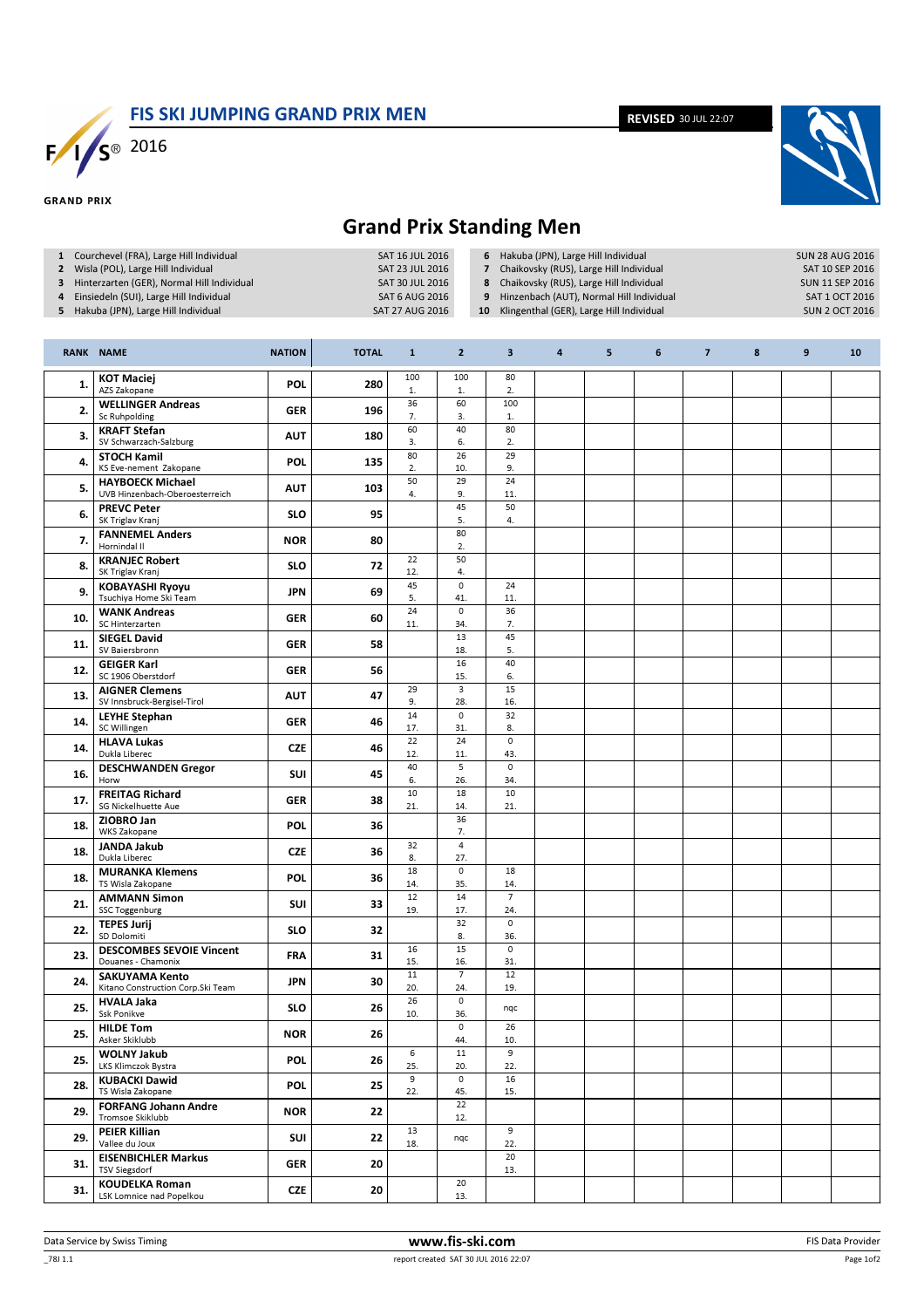# FIS SKI JUMPING GRAND PRIX MEN

2016

GRAND PRIX

**REVISED** 30 JUL 22:07

## Grand Prix Standing Men

| # | Event | Date |
|---|---|---|
| 1 | Courchevel (FRA), Large Hill Individual | SAT 16 JUL 2016 |
| 2 | Wisla (POL), Large Hill Individual | SAT 23 JUL 2016 |
| 3 | Hinterzarten (GER), Normal Hill Individual | SAT 30 JUL 2016 |
| 4 | Einsiedeln (SUI), Large Hill Individual | SAT 6 AUG 2016 |
| 5 | Hakuba (JPN), Large Hill Individual | SAT 27 AUG 2016 |
| 6 | Hakuba (JPN), Large Hill Individual | SUN 28 AUG 2016 |
| 7 | Chaikovsky (RUS), Large Hill Individual | SAT 10 SEP 2016 |
| 8 | Chaikovsky (RUS), Large Hill Individual | SUN 11 SEP 2016 |
| 9 | Hinzenbach (AUT), Normal Hill Individual | SAT 1 OCT 2016 |
| 10 | Klingenthal (GER), Large Hill Individual | SUN 2 OCT 2016 |

| RANK | NAME | NATION | TOTAL | 1 | 2 | 3 | 4 | 5 | 6 | 7 | 8 | 9 | 10 |
|---|---|---|---|---|---|---|---|---|---|---|---|---|---|
| 1. | **KOT Maciej** AZS Zakopane | POL | 280 | 100  1. | 100 1. | 80 2. | | | | | | | |
| 2. | **WELLINGER Andreas** Sc Ruhpolding | GER | 196 | 36 7. | 60 3. | 100 1. | | | | | | | |
| 3. | **KRAFT Stefan** SV Schwarzach-Salzburg | AUT | 180 | 60 3. | 40 6. | 80 2. | | | | | | | |
| 4. | **STOCH Kamil** KS Eve-nement Zakopane | POL | 135 | 80 2. | 26 10. | 29 9. | | | | | | | |
| 5. | **HAYBOECK Michael** UVB Hinzenbach-Oberoesterreich | AUT | 103 | 50 4. | 29 9. | 24 11. | | | | | | | |
| 6. | **PREVC Peter** SK Triglav Kranj | SLO | 95 | | 45 5. | 50 4. | | | | | | | |
| 7. | **FANNEMEL Anders** Hornindal Il | NOR | 80 | | 80 2. | | | | | | | | |
| 8. | **KRANJEC Robert** SK Triglav Kranj | SLO | 72 | 22 12. | 50 4. | | | | | | | | |
| 9. | **KOBAYASHI Ryoyu** Tsuchiya Home Ski Team | JPN | 69 | 45 5. | 0 41. | 24 11. | | | | | | | |
| 10. | **WANK Andreas** SC Hinterzarten | GER | 60 | 24 11. | 0 34. | 36 7. | | | | | | | |
| 11. | **SIEGEL David** SV Baiersbronn | GER | 58 | | 13 18. | 45 5. | | | | | | | |
| 12. | **GEIGER Karl** SC 1906 Oberstdorf | GER | 56 | | 16 15. | 40 6. | | | | | | | |
| 13. | **AIGNER Clemens** SV Innsbruck-Bergisel-Tirol | AUT | 47 | 29 9. | 3 28. | 15 16. | | | | | | | |
| 14. | **LEYHE Stephan** SC Willingen | GER | 46 | 14 17. | 0 31. | 32 8. | | | | | | | |
| 14. | **HLAVA Lukas** Dukla Liberec | CZE | 46 | 22 12. | 24 11. | 0 43. | | | | | | | |
| 16. | **DESCHWANDEN Gregor** Horw | SUI | 45 | 40 6. | 5 26. | 0 34. | | | | | | | |
| 17. | **FREITAG Richard** SG Nickelhuette Aue | GER | 38 | 10 21. | 18 14. | 10 21. | | | | | | | |
| 18. | **ZIOBRO Jan** WKS Zakopane | POL | 36 | | 36 7. | | | | | | | | |
| 18. | **JANDA Jakub** Dukla Liberec | CZE | 36 | 32 8. | 4 27. | | | | | | | | |
| 18. | **MURANKA Klemens** TS Wisla Zakopane | POL | 36 | 18 14. | 0 35. | 18 14. | | | | | | | |
| 21. | **AMMANN Simon** SSC Toggenburg | SUI | 33 | 12 19. | 14 17. | 7 24. | | | | | | | |
| 22. | **TEPES Jurij** SD Dolomiti | SLO | 32 | | 32 8. | 0 36. | | | | | | | |
| 23. | **DESCOMBES SEVOIE Vincent** Douanes - Chamonix | FRA | 31 | 16 15. | 15 16. | 0 31. | | | | | | | |
| 24. | **SAKUYAMA Kento** Kitano Construction Corp.Ski Team | JPN | 30 | 11 20. | 7 24. | 12 19. | | | | | | | |
| 25. | **HVALA Jaka** Ssk Ponikve | SLO | 26 | 26 10. | 0 36. | nqc | | | | | | | |
| 25. | **HILDE Tom** Asker Skiklubb | NOR | 26 | | 0 44. | 26 10. | | | | | | | |
| 25. | **WOLNY Jakub** LKS Klimczok Bystra | POL | 26 | 6 25. | 11 20. | 9 22. | | | | | | | |
| 28. | **KUBACKI Dawid** TS Wisla Zakopane | POL | 25 | 9 22. | 0 45. | 16 15. | | | | | | | |
| 29. | **FORFANG Johann Andre** Tromsoe Skiklubb | NOR | 22 | | 22 12. | | | | | | | | |
| 29. | **PEIER Killian** Vallee du Joux | SUI | 22 | 13 18. | nqc | 9 22. | | | | | | | |
| 31. | **EISENBICHLER Markus** TSV Siegsdorf | GER | 20 | | | 20 13. | | | | | | | |
| 31. | **KOUDELKA Roman** LSK Lomnice nad Popelkou | CZE | 20 | | 20 13. | | | | | | | | |

Data Service by Swiss Timing | www.fis-ski.com | FIS Data Provider

_78J 1.1 | report created SAT 30 JUL 2016 22:07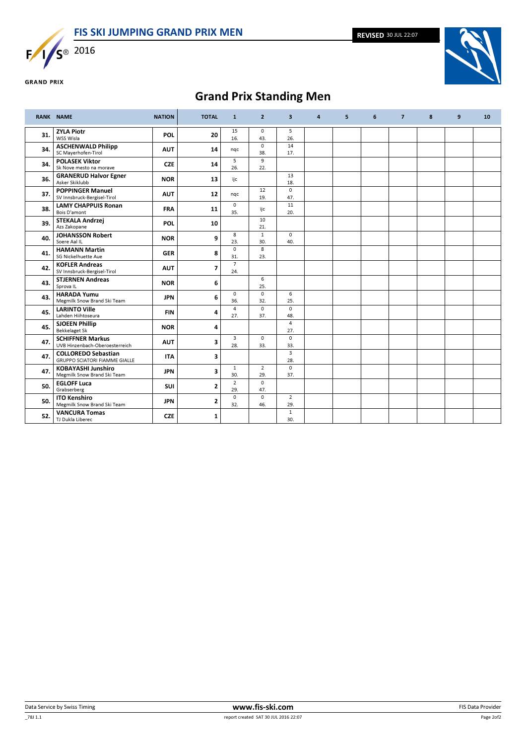# FIS SKI JUMPING GRAND PRIX MEN

2016

GRAND PRIX

REVISED 30 JUL 22:07

## Grand Prix Standing Men

| RANK | NAME | NATION | TOTAL | 1 | 2 | 3 | 4 | 5 | 6 | 7 | 8 | 9 | 10 |
|---|---|---|---|---|---|---|---|---|---|---|---|---|---|
| 31. | **ZYLA Piotr** WSS Wisla | POL | 20 | 15 16. | 0 43. | 5 26. | | | | | | | |
| 34. | **ASCHENWALD Philipp** SC Mayerhofen-Tirol | AUT | 14 | nqc | 0 38. | 14 17. | | | | | | | |
| 34. | **POLASEK Viktor** Sk Nove mesto na morave | CZE | 14 | 5 26. | 9 22. | | | | | | | | |
| 36. | **GRANERUD Halvor Egner** Asker Skiklubb | NOR | 13 | ijc | | 13 18. | | | | | | | |
| 37. | **POPPINGER Manuel** SV Innsbruck-Bergisel-Tirol | AUT | 12 | nqc | 12 19. | 0 47. | | | | | | | |
| 38. | **LAMY CHAPPUIS Ronan** Bois D'amont | FRA | 11 | 0 35. | ijc | 11 20. | | | | | | | |
| 39. | **STEKALA Andrzej** Azs Zakopane | POL | 10 | | 10 21. | | | | | | | | |
| 40. | **JOHANSSON Robert** Soere Aal IL | NOR | 9 | 8 23. | 1 30. | 0 40. | | | | | | | |
| 41. | **HAMANN Martin** SG Nickelhuette Aue | GER | 8 | 0 31. | 8 23. | | | | | | | | |
| 42. | **KOFLER Andreas** SV Innsbruck-Bergisel-Tirol | AUT | 7 | 7 24. | | | | | | | | | |
| 43. | **STJERNEN Andreas** Sprova IL | NOR | 6 | | 6 25. | | | | | | | | |
| 43. | **HARADA Yumu** Megmilk Snow Brand Ski Team | JPN | 6 | 0 36. | 0 32. | 6 25. | | | | | | | |
| 45. | **LARINTO Ville** Lahden Hiihtoseura | FIN | 4 | 4 27. | 0 37. | 0 48. | | | | | | | |
| 45. | **SJOEEN Phillip** Bekkelaget Sk | NOR | 4 | | | 4 27. | | | | | | | |
| 47. | **SCHIFFNER Markus** UVB Hinzenbach-Oberoesterreich | AUT | 3 | 3 28. | 0 33. | 0 33. | | | | | | | |
| 47. | **COLLOREDO Sebastian** GRUPPO SCIATORI FIAMME GIALLE | ITA | 3 | | | 3 28. | | | | | | | |
| 47. | **KOBAYASHI Junshiro** Megmilk Snow Brand Ski Team | JPN | 3 | 1 30. | 2 29. | 0 37. | | | | | | | |
| 50. | **EGLOFF Luca** Grabserberg | SUI | 2 | 2 29. | 0 47. | | | | | | | | |
| 50. | **ITO Kenshiro** Megmilk Snow Brand Ski Team | JPN | 2 | 0 32. | 0 46. | 2 29. | | | | | | | |
| 52. | **VANCURA Tomas** TJ Dukla Liberec | CZE | 1 | | | 1 30. | | | | | | | |

Data Service by Swiss Timing | www.fis-ski.com | FIS Data Provider

_78J 1.1 report created SAT 30 JUL 2016 22:07